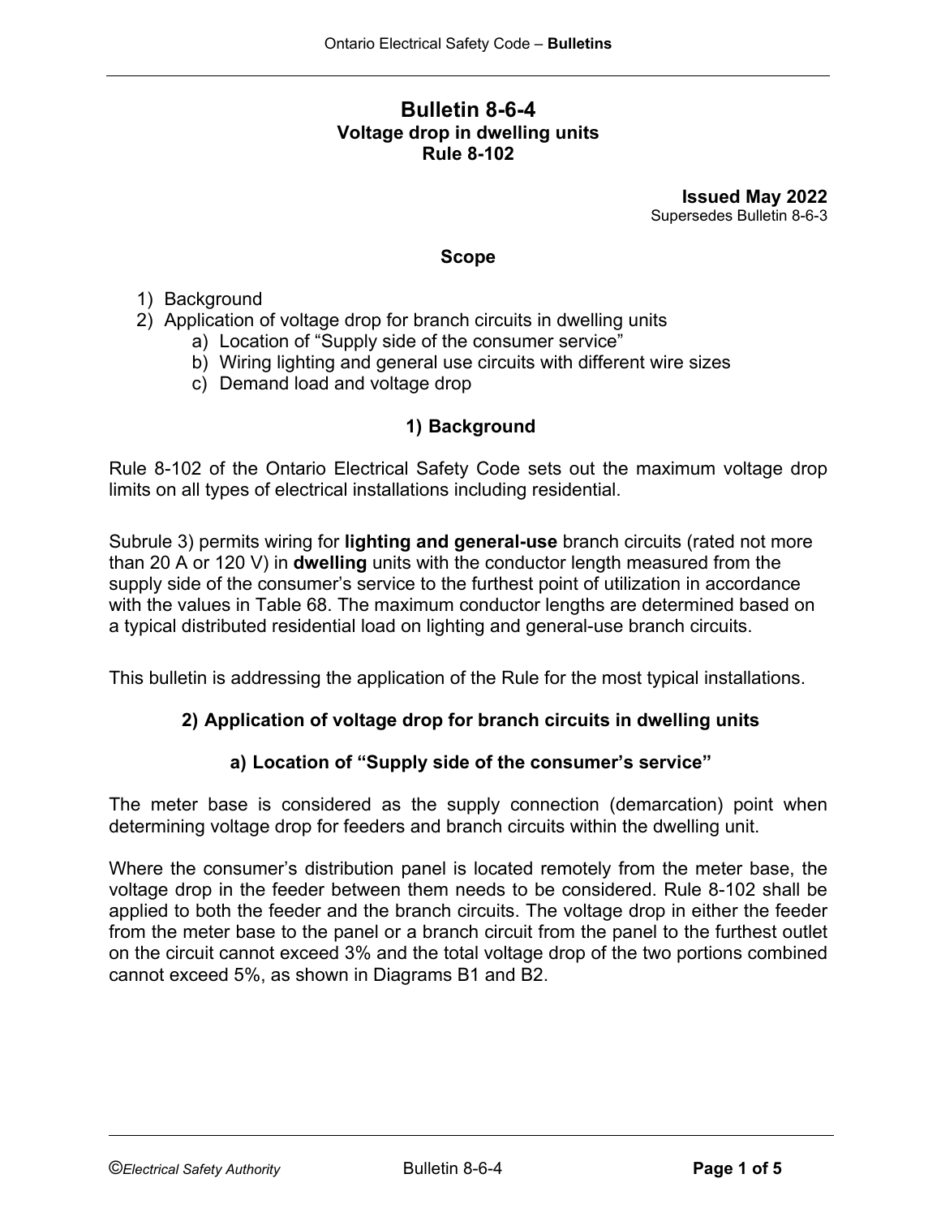# Bulletin 8-6-4
## Voltage drop in dwelling units
## Rule 8-102

**Issued May 2022**
Supersedes Bulletin 8-6-3

### Scope

1) Background
2) Application of voltage drop for branch circuits in dwelling units
   a) Location of "Supply side of the consumer service"
   b) Wiring lighting and general use circuits with different wire sizes
   c) Demand load and voltage drop

### 1) Background

Rule 8-102 of the Ontario Electrical Safety Code sets out the maximum voltage drop limits on all types of electrical installations including residential.

Subrule 3) permits wiring for **lighting and general-use** branch circuits (rated not more than 20 A or 120 V) in **dwelling** units with the conductor length measured from the supply side of the consumer's service to the furthest point of utilization in accordance with the values in Table 68. The maximum conductor lengths are determined based on a typical distributed residential load on lighting and general-use branch circuits.

This bulletin is addressing the application of the Rule for the most typical installations.

### 2) Application of voltage drop for branch circuits in dwelling units

#### a) Location of "Supply side of the consumer's service"

The meter base is considered as the supply connection (demarcation) point when determining voltage drop for feeders and branch circuits within the dwelling unit.

Where the consumer's distribution panel is located remotely from the meter base, the voltage drop in the feeder between them needs to be considered. Rule 8-102 shall be applied to both the feeder and the branch circuits. The voltage drop in either the feeder from the meter base to the panel or a branch circuit from the panel to the furthest outlet on the circuit cannot exceed 3% and the total voltage drop of the two portions combined cannot exceed 5%, as shown in Diagrams B1 and B2.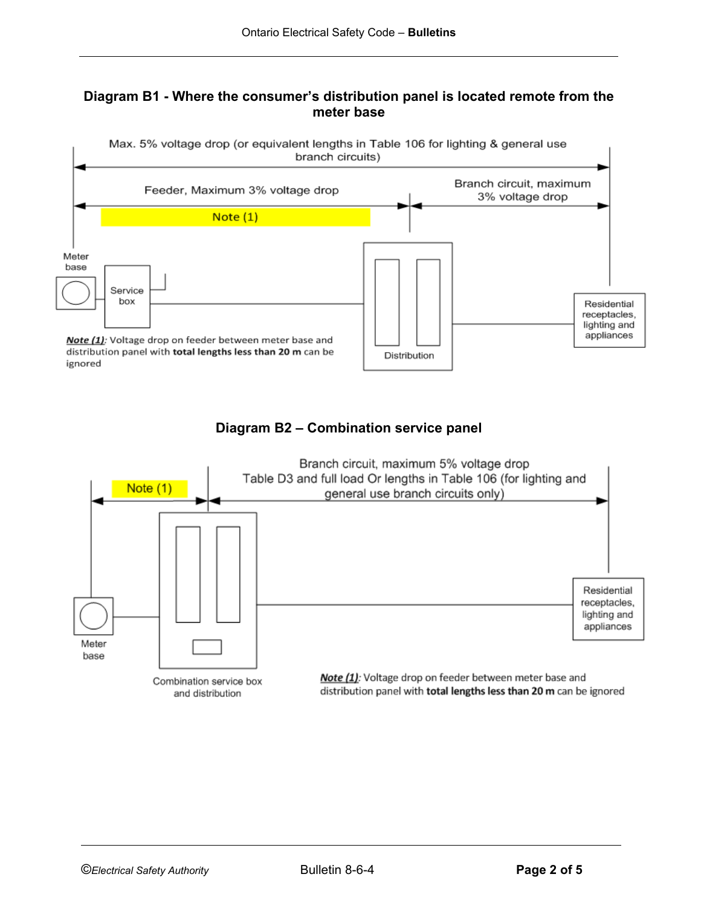### Diagram B1 - Where the consumer's distribution panel is located remote from the meter base

Max. 5% voltage drop (or equivalent lengths in Table 106 for lighting & general use branch circuits)

Feeder, Maximum 3% voltage drop

Note (1)

Branch circuit, maximum 3% voltage drop

Meter base

Service box

Distribution

Residential receptacles, lighting and appliances

***Note (1)***: Voltage drop on feeder between meter base and distribution panel with **total lengths less than 20 m** can be ignored

### Diagram B2 – Combination service panel

Note (1)

Branch circuit, maximum 5% voltage drop
Table D3 and full load Or lengths in Table 106 (for lighting and general use branch circuits only)

Meter base

Combination service box and distribution

Residential receptacles, lighting and appliances

***Note (1)***: Voltage drop on feeder between meter base and distribution panel with **total lengths less than 20 m** can be ignored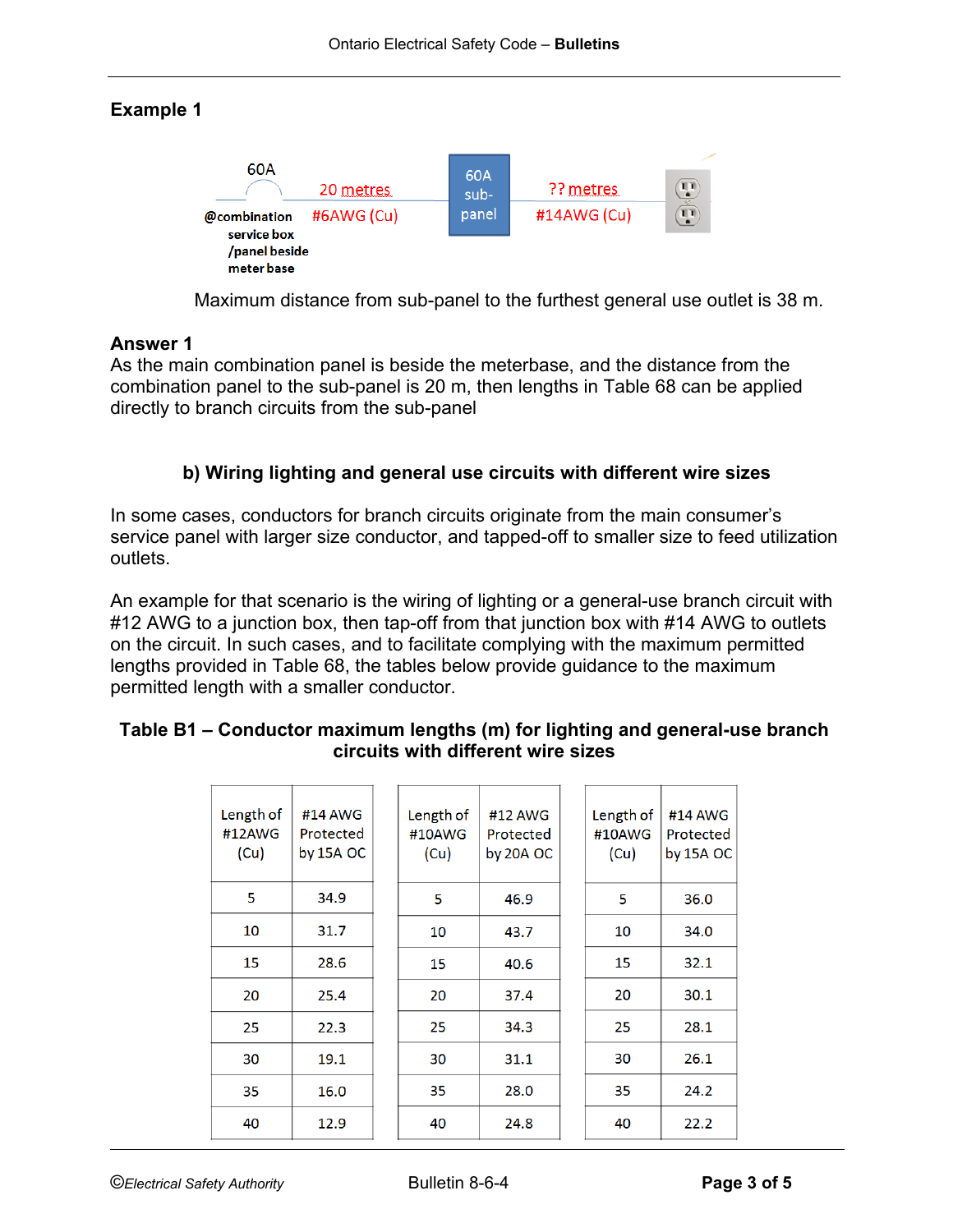## Example 1

60A

@combination service box /panel beside meter base

20 metres #6AWG (Cu)

60A sub-panel

?? metres #14AWG (Cu)

Maximum distance from sub-panel to the furthest general use outlet is 38 m.

**Answer 1**

As the main combination panel is beside the meterbase, and the distance from the combination panel to the sub-panel is 20 m, then lengths in Table 68 can be applied directly to branch circuits from the sub-panel

### b) Wiring lighting and general use circuits with different wire sizes

In some cases, conductors for branch circuits originate from the main consumer's service panel with larger size conductor, and tapped-off to smaller size to feed utilization outlets.

An example for that scenario is the wiring of lighting or a general-use branch circuit with #12 AWG to a junction box, then tap-off from that junction box with #14 AWG to outlets on the circuit. In such cases, and to facilitate complying with the maximum permitted lengths provided in Table 68, the tables below provide guidance to the maximum permitted length with a smaller conductor.

**Table B1 – Conductor maximum lengths (m) for lighting and general-use branch circuits with different wire sizes**

| Length of #12AWG (Cu) | #14 AWG Protected by 15A OC |
|---|---|
| 5 | 34.9 |
| 10 | 31.7 |
| 15 | 28.6 |
| 20 | 25.4 |
| 25 | 22.3 |
| 30 | 19.1 |
| 35 | 16.0 |
| 40 | 12.9 |

| Length of #10AWG (Cu) | #12 AWG Protected by 20A OC |
|---|---|
| 5 | 46.9 |
| 10 | 43.7 |
| 15 | 40.6 |
| 20 | 37.4 |
| 25 | 34.3 |
| 30 | 31.1 |
| 35 | 28.0 |
| 40 | 24.8 |

| Length of #10AWG (Cu) | #14 AWG Protected by 15A OC |
|---|---|
| 5 | 36.0 |
| 10 | 34.0 |
| 15 | 32.1 |
| 20 | 30.1 |
| 25 | 28.1 |
| 30 | 26.1 |
| 35 | 24.2 |
| 40 | 22.2 |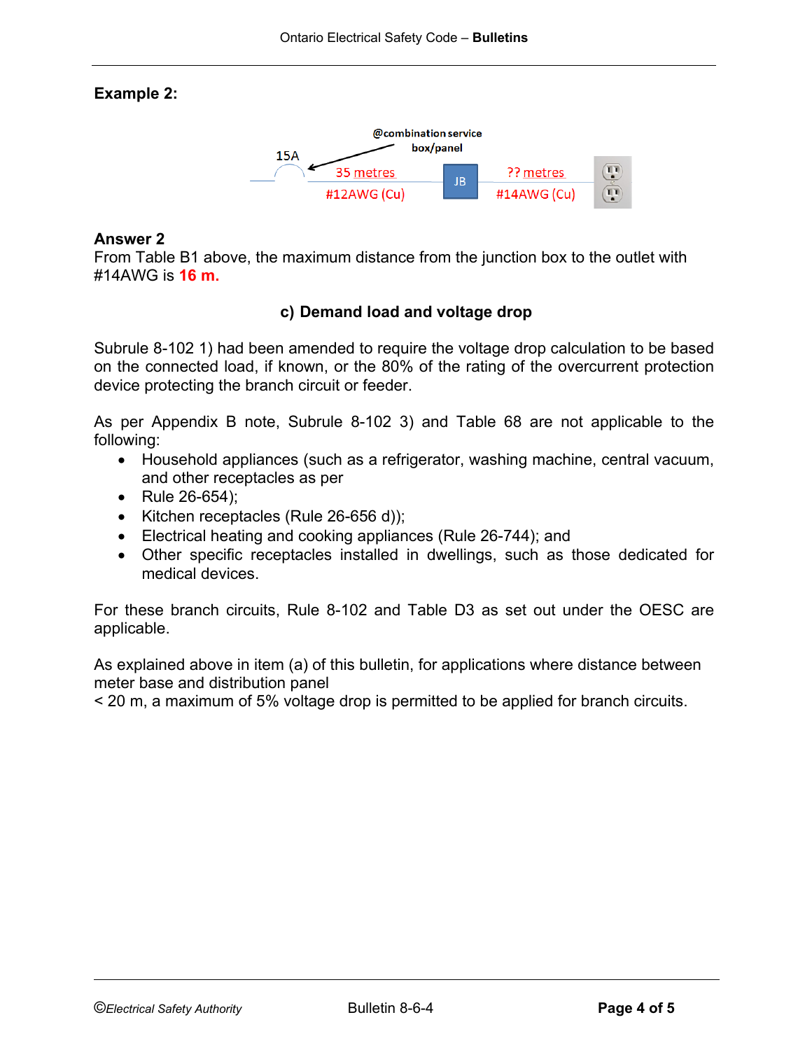**Example 2:**

**Answer 2**
From Table B1 above, the maximum distance from the junction box to the outlet with #14AWG is **16 m.**

### c) Demand load and voltage drop

Subrule 8-102 1) had been amended to require the voltage drop calculation to be based on the connected load, if known, or the 80% of the rating of the overcurrent protection device protecting the branch circuit or feeder.

As per Appendix B note, Subrule 8-102 3) and Table 68 are not applicable to the following:

- Household appliances (such as a refrigerator, washing machine, central vacuum, and other receptacles as per
- Rule 26-654);
- Kitchen receptacles (Rule 26-656 d));
- Electrical heating and cooking appliances (Rule 26-744); and
- Other specific receptacles installed in dwellings, such as those dedicated for medical devices.

For these branch circuits, Rule 8-102 and Table D3 as set out under the OESC are applicable.

As explained above in item (a) of this bulletin, for applications where distance between meter base and distribution panel
< 20 m, a maximum of 5% voltage drop is permitted to be applied for branch circuits.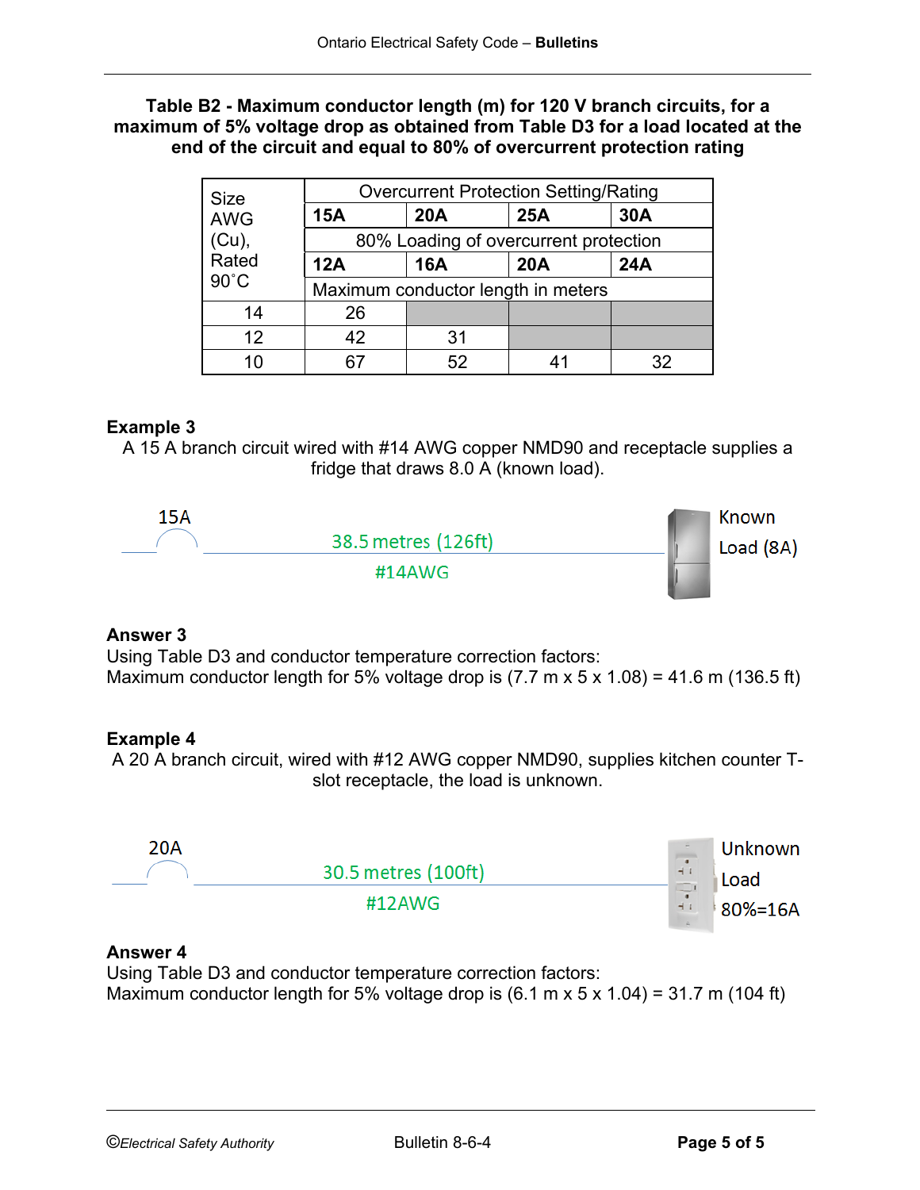**Table B2 - Maximum conductor length (m) for 120 V branch circuits, for a maximum of 5% voltage drop as obtained from Table D3 for a load located at the end of the circuit and equal to 80% of overcurrent protection rating**

| Size AWG (Cu), Rated 90˚C | Overcurrent Protection Setting/Rating | | | |
|---|---|---|---|---|
| | **15A** | **20A** | **25A** | **30A** |
| | 80% Loading of overcurrent protection | | | |
| | **12A** | **16A** | **20A** | **24A** |
| | Maximum conductor length in meters | | | |
| 14 | 26 | | | |
| 12 | 42 | 31 | | |
| 10 | 67 | 52 | 41 | 32 |

**Example 3**

A 15 A branch circuit wired with #14 AWG copper NMD90 and receptacle supplies a fridge that draws 8.0 A (known load).

15A

38.5 metres (126ft)

#14AWG

Known Load (8A)

**Answer 3**

Using Table D3 and conductor temperature correction factors:
Maximum conductor length for 5% voltage drop is (7.7 m x 5 x 1.08) = 41.6 m (136.5 ft)

**Example 4**

A 20 A branch circuit, wired with #12 AWG copper NMD90, supplies kitchen counter T-slot receptacle, the load is unknown.

20A

30.5 metres (100ft)

#12AWG

Unknown Load 80%=16A

**Answer 4**

Using Table D3 and conductor temperature correction factors:
Maximum conductor length for 5% voltage drop is (6.1 m x 5 x 1.04) = 31.7 m (104 ft)